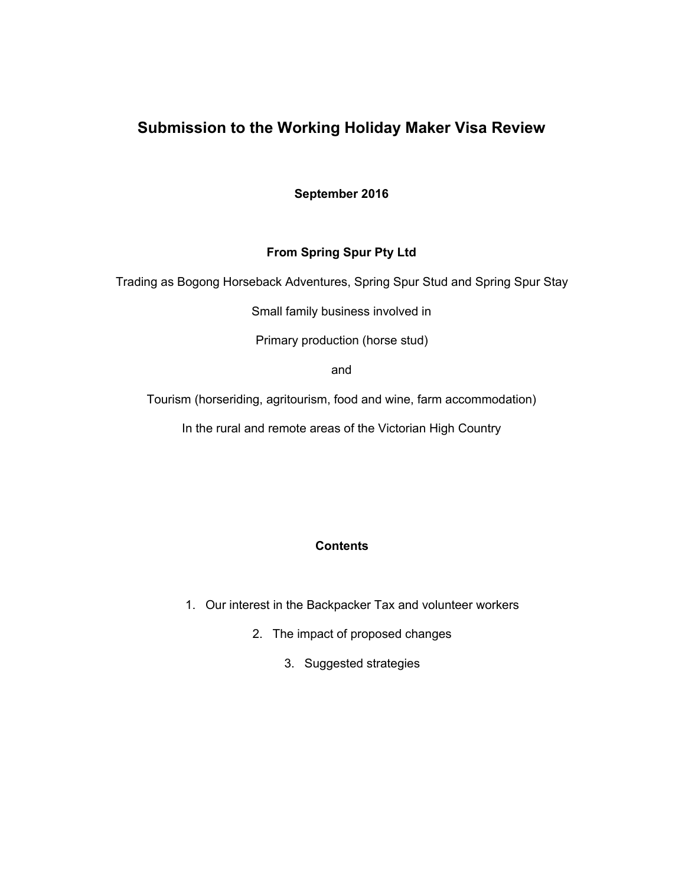# Submission to the Working Holiday Maker Visa Review

**September 2016**

**From Spring Spur Pty Ltd**

Trading as Bogong Horseback Adventures, Spring Spur Stud and Spring Spur Stay

Small family business involved in

Primary production (horse stud)

and

Tourism (horseriding, agritourism, food and wine, farm accommodation)

In the rural and remote areas of the Victorian High Country

**Contents**

1. Our interest in the Backpacker Tax and volunteer workers
2. The impact of proposed changes
3. Suggested strategies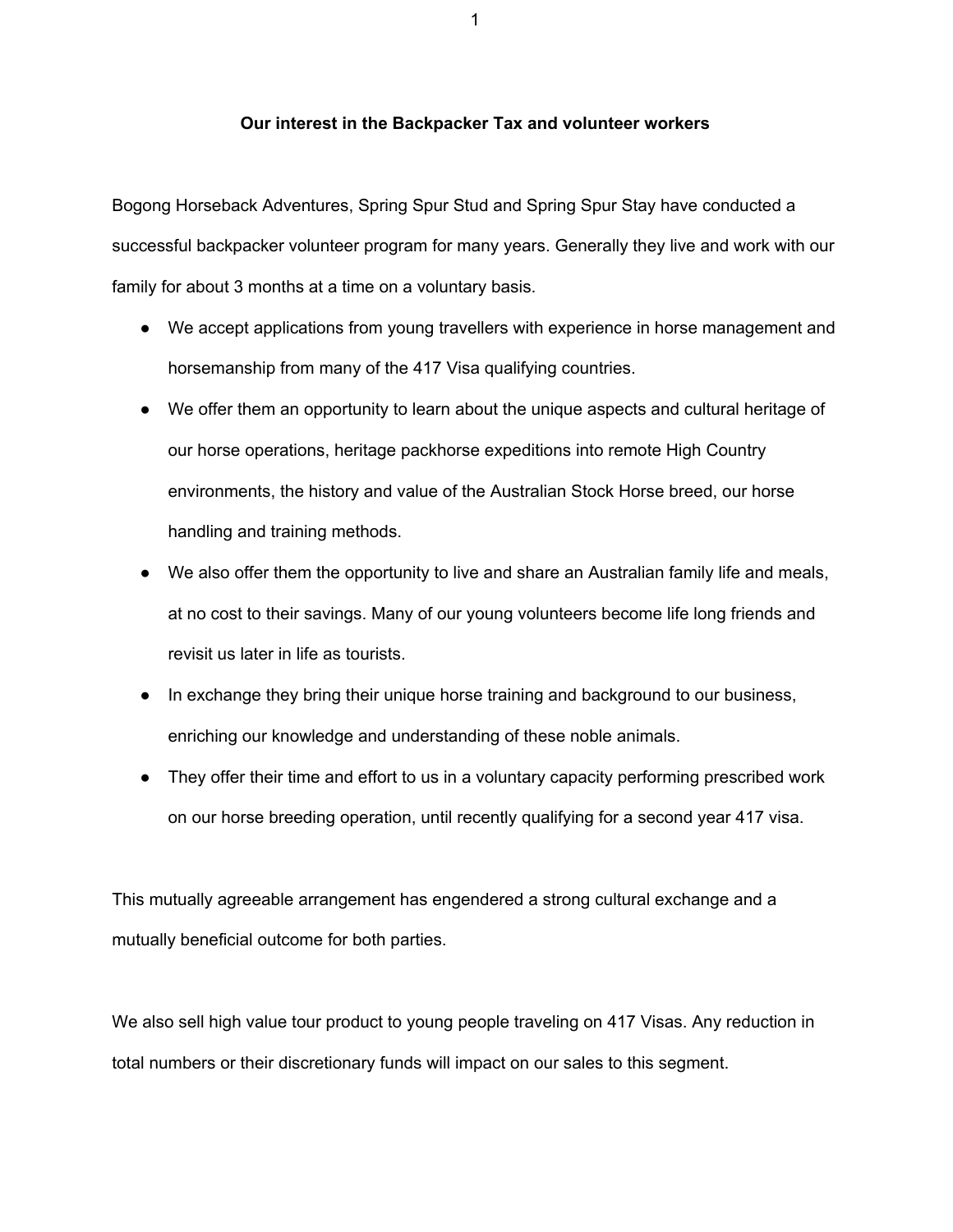## Our interest in the Backpacker Tax and volunteer workers

Bogong Horseback Adventures, Spring Spur Stud and Spring Spur Stay have conducted a successful backpacker volunteer program for many years. Generally they live and work with our family for about 3 months at a time on a voluntary basis.

- We accept applications from young travellers with experience in horse management and horsemanship from many of the 417 Visa qualifying countries.
- We offer them an opportunity to learn about the unique aspects and cultural heritage of our horse operations, heritage packhorse expeditions into remote High Country environments, the history and value of the Australian Stock Horse breed, our horse handling and training methods.
- We also offer them the opportunity to live and share an Australian family life and meals, at no cost to their savings. Many of our young volunteers become life long friends and revisit us later in life as tourists.
- In exchange they bring their unique horse training and background to our business, enriching our knowledge and understanding of these noble animals.
- They offer their time and effort to us in a voluntary capacity performing prescribed work on our horse breeding operation, until recently qualifying for a second year 417 visa.

This mutually agreeable arrangement has engendered a strong cultural exchange and a mutually beneficial outcome for both parties.

We also sell high value tour product to young people traveling on 417 Visas. Any reduction in total numbers or their discretionary funds will impact on our sales to this segment.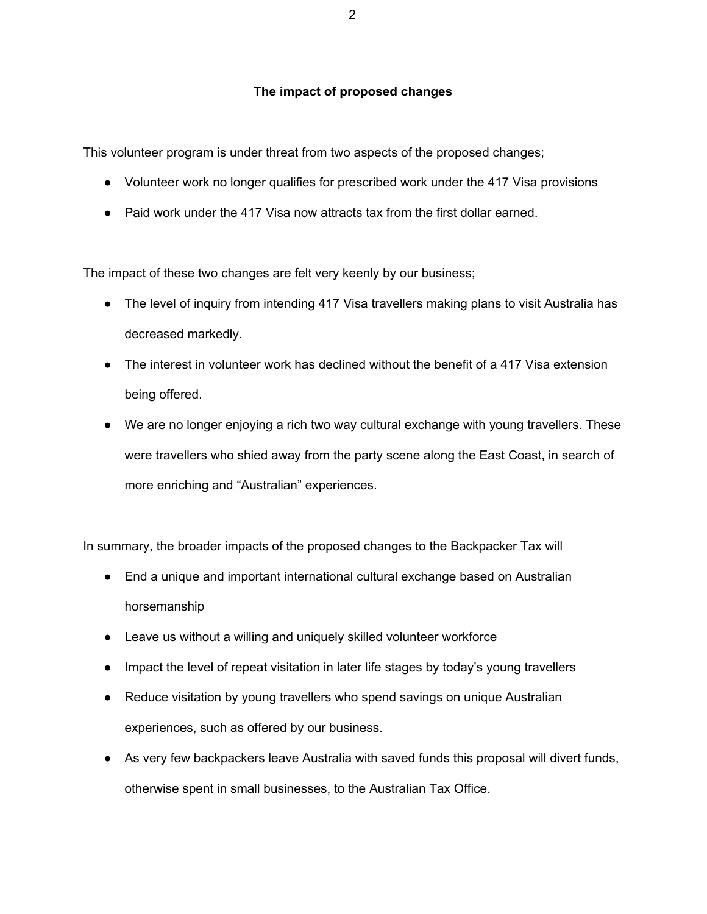## The impact of proposed changes

This volunteer program is under threat from two aspects of the proposed changes;

- Volunteer work no longer qualifies for prescribed work under the 417 Visa provisions
- Paid work under the 417 Visa now attracts tax from the first dollar earned.

The impact of these two changes are felt very keenly by our business;

- The level of inquiry from intending 417 Visa travellers making plans to visit Australia has decreased markedly.
- The interest in volunteer work has declined without the benefit of a 417 Visa extension being offered.
- We are no longer enjoying a rich two way cultural exchange with young travellers. These were travellers who shied away from the party scene along the East Coast, in search of more enriching and "Australian" experiences.

In summary, the broader impacts of the proposed changes to the Backpacker Tax will

- End a unique and important international cultural exchange based on Australian horsemanship
- Leave us without a willing and uniquely skilled volunteer workforce
- Impact the level of repeat visitation in later life stages by today's young travellers
- Reduce visitation by young travellers who spend savings on unique Australian experiences, such as offered by our business.
- As very few backpackers leave Australia with saved funds this proposal will divert funds, otherwise spent in small businesses, to the Australian Tax Office.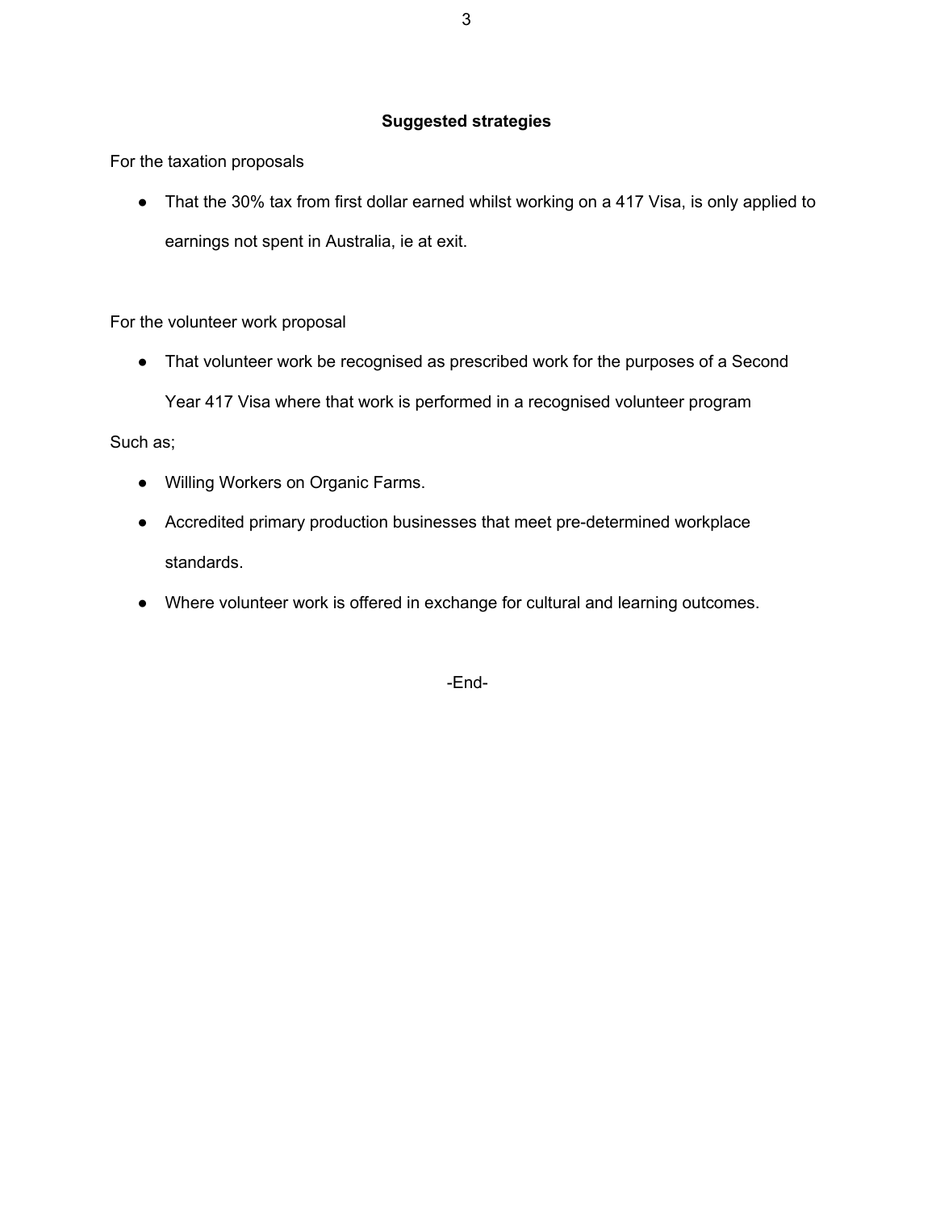## Suggested strategies

For the taxation proposals

- That the 30% tax from first dollar earned whilst working on a 417 Visa, is only applied to earnings not spent in Australia, ie at exit.

For the volunteer work proposal

- That volunteer work be recognised as prescribed work for the purposes of a Second Year 417 Visa where that work is performed in a recognised volunteer program

Such as;

- Willing Workers on Organic Farms.
- Accredited primary production businesses that meet pre-determined workplace standards.
- Where volunteer work is offered in exchange for cultural and learning outcomes.

-End-